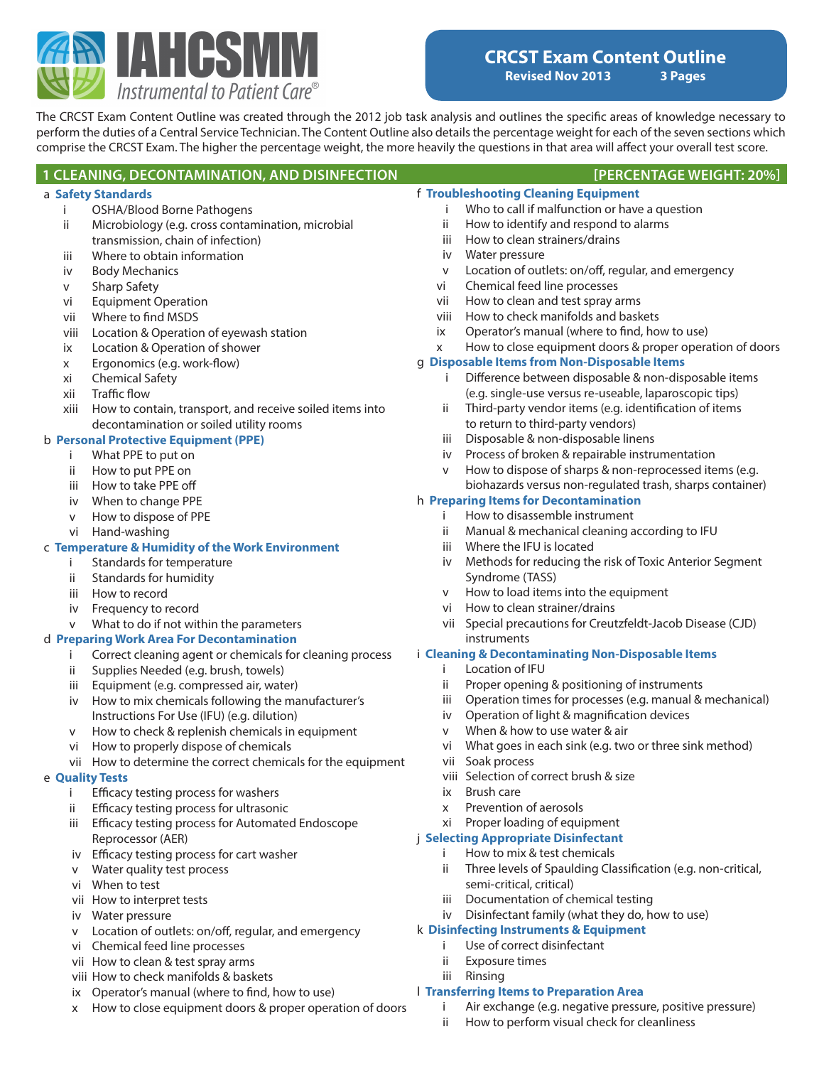# IAHCSMM

*Instrumental to Patient Care®*

## CRCST Exam Content Outline

**Revised Nov 2013 3 Pages**

The CRCST Exam Content Outline was created through the 2012 job task analysis and outlines the specific areas of knowledge necessary to perform the duties of a Central Service Technician. The Content Outline also details the percentage weight for each of the seven sections which comprise the CRCST Exam. The higher the percentage weight, the more heavily the questions in that area will affect your overall test score.

## 1 CLEANING, DECONTAMINATION, AND DISINFECTION [PERCENTAGE WEIGHT: 20%]

a **Safety Standards**
- i OSHA/Blood Borne Pathogens
- ii Microbiology (e.g. cross contamination, microbial transmission, chain of infection)
- iii Where to obtain information
- iv Body Mechanics
- v Sharp Safety
- vi Equipment Operation
- vii Where to find MSDS
- viii Location & Operation of eyewash station
- ix Location & Operation of shower
- x Ergonomics (e.g. work-flow)
- xi Chemical Safety
- xii Traffic flow
- xiii How to contain, transport, and receive soiled items into decontamination or soiled utility rooms

b **Personal Protective Equipment (PPE)**
- i What PPE to put on
- ii How to put PPE on
- iii How to take PPE off
- iv When to change PPE
- v How to dispose of PPE
- vi Hand-washing

c **Temperature & Humidity of the Work Environment**
- i Standards for temperature
- ii Standards for humidity
- iii How to record
- iv Frequency to record
- v What to do if not within the parameters

d **Preparing Work Area For Decontamination**
- i Correct cleaning agent or chemicals for cleaning process
- ii Supplies Needed (e.g. brush, towels)
- iii Equipment (e.g. compressed air, water)
- iv How to mix chemicals following the manufacturer's Instructions For Use (IFU) (e.g. dilution)
- v How to check & replenish chemicals in equipment
- vi How to properly dispose of chemicals
- vii How to determine the correct chemicals for the equipment

e **Quality Tests**
- i Efficacy testing process for washers
- ii Efficacy testing process for ultrasonic
- iii Efficacy testing process for Automated Endoscope Reprocessor (AER)
- iv Efficacy testing process for cart washer
- v Water quality test process
- vi When to test
- vii How to interpret tests
- iv Water pressure
- v Location of outlets: on/off, regular, and emergency
- vi Chemical feed line processes
- vii How to clean & test spray arms
- viii How to check manifolds & baskets
- ix Operator's manual (where to find, how to use)
- x How to close equipment doors & proper operation of doors

f **Troubleshooting Cleaning Equipment**
- i Who to call if malfunction or have a question
- ii How to identify and respond to alarms
- iii How to clean strainers/drains
- iv Water pressure
- v Location of outlets: on/off, regular, and emergency
- vi Chemical feed line processes
- vii How to clean and test spray arms
- viii How to check manifolds and baskets
- ix Operator's manual (where to find, how to use)
- x How to close equipment doors & proper operation of doors

g **Disposable Items from Non-Disposable Items**
- i Difference between disposable & non-disposable items (e.g. single-use versus re-useable, laparoscopic tips)
- ii Third-party vendor items (e.g. identification of items to return to third-party vendors)
- iii Disposable & non-disposable linens
- iv Process of broken & repairable instrumentation
- v How to dispose of sharps & non-reprocessed items (e.g. biohazards versus non-regulated trash, sharps container)

h **Preparing Items for Decontamination**
- i How to disassemble instrument
- ii Manual & mechanical cleaning according to IFU
- iii Where the IFU is located
- iv Methods for reducing the risk of Toxic Anterior Segment Syndrome (TASS)
- v How to load items into the equipment
- vi How to clean strainer/drains
- vii Special precautions for Creutzfeldt-Jacob Disease (CJD) instruments

i **Cleaning & Decontaminating Non-Disposable Items**
- i Location of IFU
- ii Proper opening & positioning of instruments
- iii Operation times for processes (e.g. manual & mechanical)
- iv Operation of light & magnification devices
- v When & how to use water & air
- vi What goes in each sink (e.g. two or three sink method)
- vii Soak process
- viii Selection of correct brush & size
- ix Brush care
- x Prevention of aerosols
- xi Proper loading of equipment

j **Selecting Appropriate Disinfectant**
- i How to mix & test chemicals
- ii Three levels of Spaulding Classification (e.g. non-critical, semi-critical, critical)
- iii Documentation of chemical testing
- iv Disinfectant family (what they do, how to use)

k **Disinfecting Instruments & Equipment**
- i Use of correct disinfectant
- ii Exposure times
- iii Rinsing

l **Transferring Items to Preparation Area**
- i Air exchange (e.g. negative pressure, positive pressure)
- ii How to perform visual check for cleanliness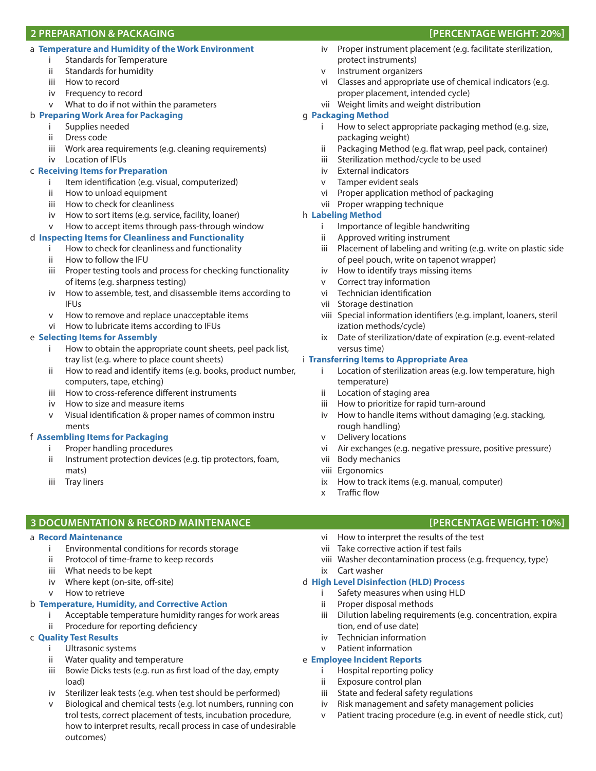## 2 PREPARATION & PACKAGING [PERCENTAGE WEIGHT: 20%]

a **Temperature and Humidity of the Work Environment**
- i Standards for Temperature
- ii Standards for humidity
- iii How to record
- iv Frequency to record
- v What to do if not within the parameters

b **Preparing Work Area for Packaging**
- i Supplies needed
- ii Dress code
- iii Work area requirements (e.g. cleaning requirements)
- iv Location of IFUs

c **Receiving Items for Preparation**
- i Item identification (e.g. visual, computerized)
- ii How to unload equipment
- iii How to check for cleanliness
- iv How to sort items (e.g. service, facility, loaner)
- v How to accept items through pass-through window

d **Inspecting Items for Cleanliness and Functionality**
- i How to check for cleanliness and functionality
- ii How to follow the IFU
- iii Proper testing tools and process for checking functionality of items (e.g. sharpness testing)
- iv How to assemble, test, and disassemble items according to IFUs
- v How to remove and replace unacceptable items
- vi How to lubricate items according to IFUs

e **Selecting Items for Assembly**
- i How to obtain the appropriate count sheets, peel pack list, tray list (e.g. where to place count sheets)
- ii How to read and identify items (e.g. books, product number, computers, tape, etching)
- iii How to cross-reference different instruments
- iv How to size and measure items
- v Visual identification & proper names of common instruments

f **Assembling Items for Packaging**
- i Proper handling procedures
- ii Instrument protection devices (e.g. tip protectors, foam, mats)
- iii Tray liners
- iv Proper instrument placement (e.g. facilitate sterilization, protect instruments)
- v Instrument organizers
- vi Classes and appropriate use of chemical indicators (e.g. proper placement, intended cycle)
- vii Weight limits and weight distribution

g **Packaging Method**
- i How to select appropriate packaging method (e.g. size, packaging weight)
- ii Packaging Method (e.g. flat wrap, peel pack, container)
- iii Sterilization method/cycle to be used
- iv External indicators
- v Tamper evident seals
- vi Proper application method of packaging
- vii Proper wrapping technique

h **Labeling Method**
- i Importance of legible handwriting
- ii Approved writing instrument
- iii Placement of labeling and writing (e.g. write on plastic side of peel pouch, write on tapenot wrapper)
- iv How to identify trays missing items
- v Correct tray information
- vi Technician identification
- vii Storage destination
- viii Special information identifiers (e.g. implant, loaners, sterilization methods/cycle)
- ix Date of sterilization/date of expiration (e.g. event-related versus time)

i **Transferring Items to Appropriate Area**
- i Location of sterilization areas (e.g. low temperature, high temperature)
- ii Location of staging area
- iii How to prioritize for rapid turn-around
- iv How to handle items without damaging (e.g. stacking, rough handling)
- v Delivery locations
- vi Air exchanges (e.g. negative pressure, positive pressure)
- vii Body mechanics
- viii Ergonomics
- ix How to track items (e.g. manual, computer)
- x Traffic flow

## 3 DOCUMENTATION & RECORD MAINTENANCE [PERCENTAGE WEIGHT: 10%]

a **Record Maintenance**
- i Environmental conditions for records storage
- ii Protocol of time-frame to keep records
- iii What needs to be kept
- iv Where kept (on-site, off-site)
- v How to retrieve

b **Temperature, Humidity, and Corrective Action**
- i Acceptable temperature humidity ranges for work areas
- ii Procedure for reporting deficiency

c **Quality Test Results**
- i Ultrasonic systems
- ii Water quality and temperature
- iii Bowie Dicks tests (e.g. run as first load of the day, empty load)
- iv Sterilizer leak tests (e.g. when test should be performed)
- v Biological and chemical tests (e.g. lot numbers, running control tests, correct placement of tests, incubation procedure, how to interpret results, recall process in case of undesirable outcomes)
- vi How to interpret the results of the test
- vii Take corrective action if test fails
- viii Washer decontamination process (e.g. frequency, type)
- ix Cart washer

d **High Level Disinfection (HLD) Process**
- i Safety measures when using HLD
- ii Proper disposal methods
- iii Dilution labeling requirements (e.g. concentration, expiration, end of use date)
- iv Technician information
- v Patient information

e **Employee Incident Reports**
- i Hospital reporting policy
- ii Exposure control plan
- iii State and federal safety regulations
- iv Risk management and safety management policies
- v Patient tracing procedure (e.g. in event of needle stick, cut)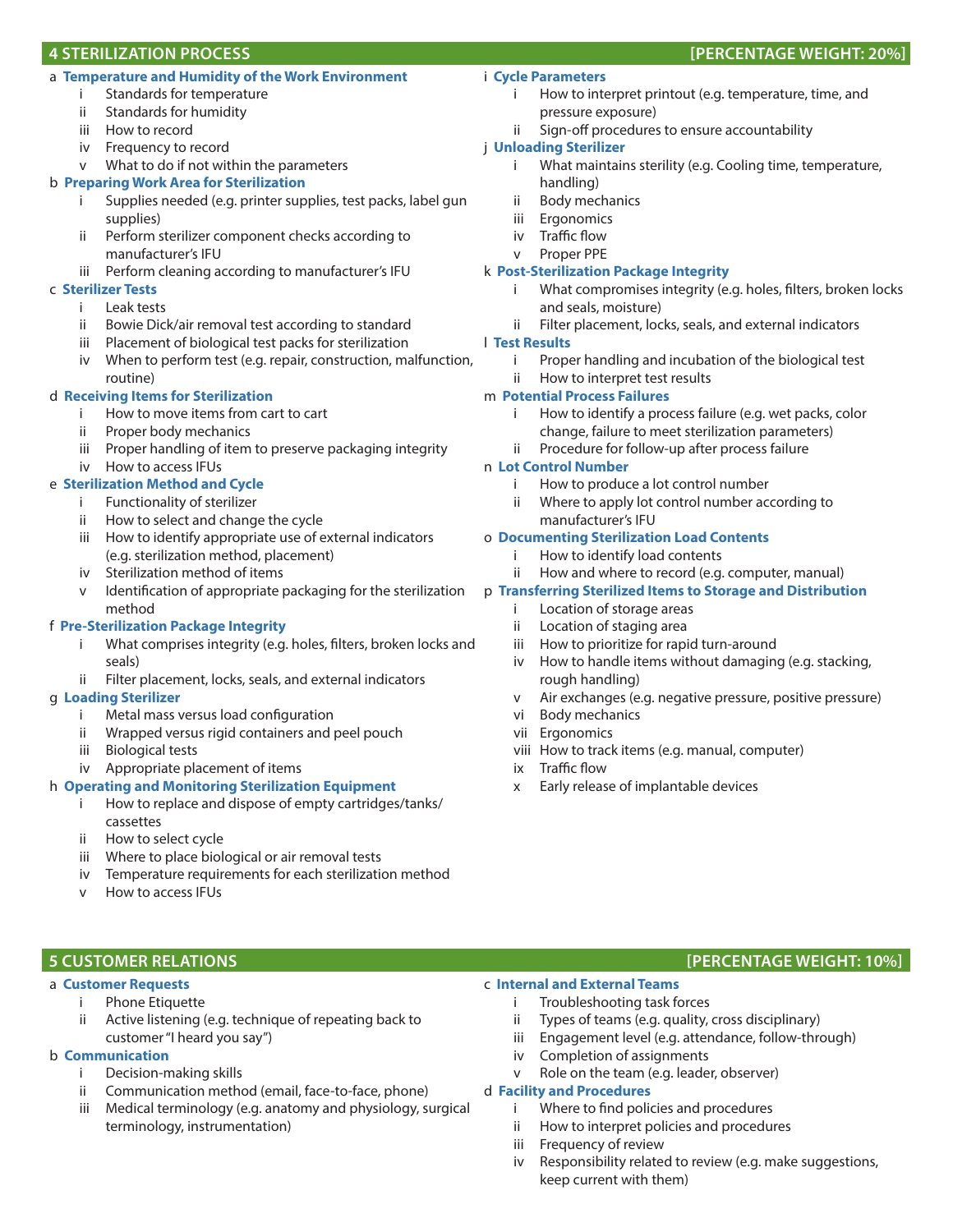## 4 STERILIZATION PROCESS [PERCENTAGE WEIGHT: 20%]

a **Temperature and Humidity of the Work Environment**
- i Standards for temperature
- ii Standards for humidity
- iii How to record
- iv Frequency to record
- v What to do if not within the parameters

b **Preparing Work Area for Sterilization**
- i Supplies needed (e.g. printer supplies, test packs, label gun supplies)
- ii Perform sterilizer component checks according to manufacturer's IFU
- iii Perform cleaning according to manufacturer's IFU

c **Sterilizer Tests**
- i Leak tests
- ii Bowie Dick/air removal test according to standard
- iii Placement of biological test packs for sterilization
- iv When to perform test (e.g. repair, construction, malfunction, routine)

d **Receiving Items for Sterilization**
- i How to move items from cart to cart
- ii Proper body mechanics
- iii Proper handling of item to preserve packaging integrity
- iv How to access IFUs

e **Sterilization Method and Cycle**
- i Functionality of sterilizer
- ii How to select and change the cycle
- iii How to identify appropriate use of external indicators (e.g. sterilization method, placement)
- iv Sterilization method of items
- v Identification of appropriate packaging for the sterilization method

f **Pre-Sterilization Package Integrity**
- i What comprises integrity (e.g. holes, filters, broken locks and seals)
- ii Filter placement, locks, seals, and external indicators

g **Loading Sterilizer**
- i Metal mass versus load configuration
- ii Wrapped versus rigid containers and peel pouch
- iii Biological tests
- iv Appropriate placement of items

h **Operating and Monitoring Sterilization Equipment**
- i How to replace and dispose of empty cartridges/tanks/cassettes
- ii How to select cycle
- iii Where to place biological or air removal tests
- iv Temperature requirements for each sterilization method
- v How to access IFUs

i **Cycle Parameters**
- i How to interpret printout (e.g. temperature, time, and pressure exposure)
- ii Sign-off procedures to ensure accountability

j **Unloading Sterilizer**
- i What maintains sterility (e.g. Cooling time, temperature, handling)
- ii Body mechanics
- iii Ergonomics
- iv Traffic flow
- v Proper PPE

k **Post-Sterilization Package Integrity**
- i What compromises integrity (e.g. holes, filters, broken locks and seals, moisture)
- ii Filter placement, locks, seals, and external indicators

l **Test Results**
- i Proper handling and incubation of the biological test
- ii How to interpret test results

m **Potential Process Failures**
- i How to identify a process failure (e.g. wet packs, color change, failure to meet sterilization parameters)
- ii Procedure for follow-up after process failure

n **Lot Control Number**
- i How to produce a lot control number
- ii Where to apply lot control number according to manufacturer's IFU

o **Documenting Sterilization Load Contents**
- i How to identify load contents
- ii How and where to record (e.g. computer, manual)

p **Transferring Sterilized Items to Storage and Distribution**
- i Location of storage areas
- ii Location of staging area
- iii How to prioritize for rapid turn-around
- iv How to handle items without damaging (e.g. stacking, rough handling)
- v Air exchanges (e.g. negative pressure, positive pressure)
- vi Body mechanics
- vii Ergonomics
- viii How to track items (e.g. manual, computer)
- ix Traffic flow
- x Early release of implantable devices

## 5 CUSTOMER RELATIONS [PERCENTAGE WEIGHT: 10%]

a **Customer Requests**
- i Phone Etiquette
- ii Active listening (e.g. technique of repeating back to customer "I heard you say")

b **Communication**
- i Decision-making skills
- ii Communication method (email, face-to-face, phone)
- iii Medical terminology (e.g. anatomy and physiology, surgical terminology, instrumentation)

c **Internal and External Teams**
- i Troubleshooting task forces
- ii Types of teams (e.g. quality, cross disciplinary)
- iii Engagement level (e.g. attendance, follow-through)
- iv Completion of assignments
- v Role on the team (e.g. leader, observer)

d **Facility and Procedures**
- i Where to find policies and procedures
- ii How to interpret policies and procedures
- iii Frequency of review
- iv Responsibility related to review (e.g. make suggestions, keep current with them)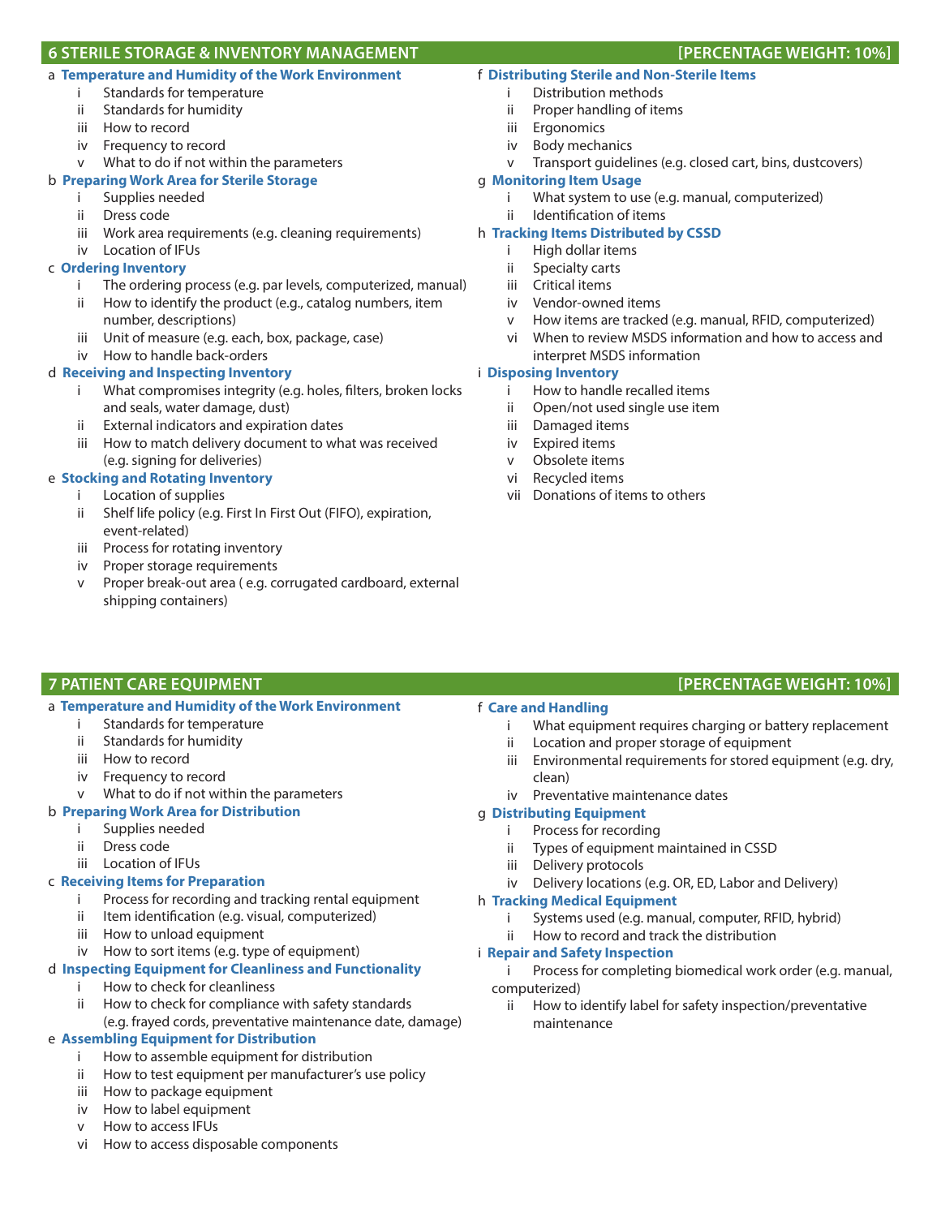## 6 STERILE STORAGE & INVENTORY MANAGEMENT [PERCENTAGE WEIGHT: 10%]

a **Temperature and Humidity of the Work Environment**
- i Standards for temperature
- ii Standards for humidity
- iii How to record
- iv Frequency to record
- v What to do if not within the parameters

b **Preparing Work Area for Sterile Storage**
- i Supplies needed
- ii Dress code
- iii Work area requirements (e.g. cleaning requirements)
- iv Location of IFUs

c **Ordering Inventory**
- i The ordering process (e.g. par levels, computerized, manual)
- ii How to identify the product (e.g., catalog numbers, item number, descriptions)
- iii Unit of measure (e.g. each, box, package, case)
- iv How to handle back-orders

d **Receiving and Inspecting Inventory**
- i What compromises integrity (e.g. holes, filters, broken locks and seals, water damage, dust)
- ii External indicators and expiration dates
- iii How to match delivery document to what was received (e.g. signing for deliveries)

e **Stocking and Rotating Inventory**
- i Location of supplies
- ii Shelf life policy (e.g. First In First Out (FIFO), expiration, event-related)
- iii Process for rotating inventory
- iv Proper storage requirements
- v Proper break-out area ( e.g. corrugated cardboard, external shipping containers)

f **Distributing Sterile and Non-Sterile Items**
- i Distribution methods
- ii Proper handling of items
- iii Ergonomics
- iv Body mechanics
- v Transport guidelines (e.g. closed cart, bins, dustcovers)

g **Monitoring Item Usage**
- i What system to use (e.g. manual, computerized)
- ii Identification of items

h **Tracking Items Distributed by CSSD**
- i High dollar items
- ii Specialty carts
- iii Critical items
- iv Vendor-owned items
- v How items are tracked (e.g. manual, RFID, computerized)
- vi When to review MSDS information and how to access and interpret MSDS information

i **Disposing Inventory**
- i How to handle recalled items
- ii Open/not used single use item
- iii Damaged items
- iv Expired items
- v Obsolete items
- vi Recycled items
- vii Donations of items to others

## 7 PATIENT CARE EQUIPMENT [PERCENTAGE WEIGHT: 10%]

a **Temperature and Humidity of the Work Environment**
- i Standards for temperature
- ii Standards for humidity
- iii How to record
- iv Frequency to record
- v What to do if not within the parameters

b **Preparing Work Area for Distribution**
- i Supplies needed
- ii Dress code
- iii Location of IFUs

c **Receiving Items for Preparation**
- i Process for recording and tracking rental equipment
- ii Item identification (e.g. visual, computerized)
- iii How to unload equipment
- iv How to sort items (e.g. type of equipment)

d **Inspecting Equipment for Cleanliness and Functionality**
- i How to check for cleanliness
- ii How to check for compliance with safety standards (e.g. frayed cords, preventative maintenance date, damage)

e **Assembling Equipment for Distribution**
- i How to assemble equipment for distribution
- ii How to test equipment per manufacturer's use policy
- iii How to package equipment
- iv How to label equipment
- v How to access IFUs
- vi How to access disposable components

f **Care and Handling**
- i What equipment requires charging or battery replacement
- ii Location and proper storage of equipment
- iii Environmental requirements for stored equipment (e.g. dry, clean)
- iv Preventative maintenance dates

g **Distributing Equipment**
- i Process for recording
- ii Types of equipment maintained in CSSD
- iii Delivery protocols
- iv Delivery locations (e.g. OR, ED, Labor and Delivery)

h **Tracking Medical Equipment**
- i Systems used (e.g. manual, computer, RFID, hybrid)
- ii How to record and track the distribution

i **Repair and Safety Inspection**
- i Process for completing biomedical work order (e.g. manual, computerized)
- ii How to identify label for safety inspection/preventative maintenance